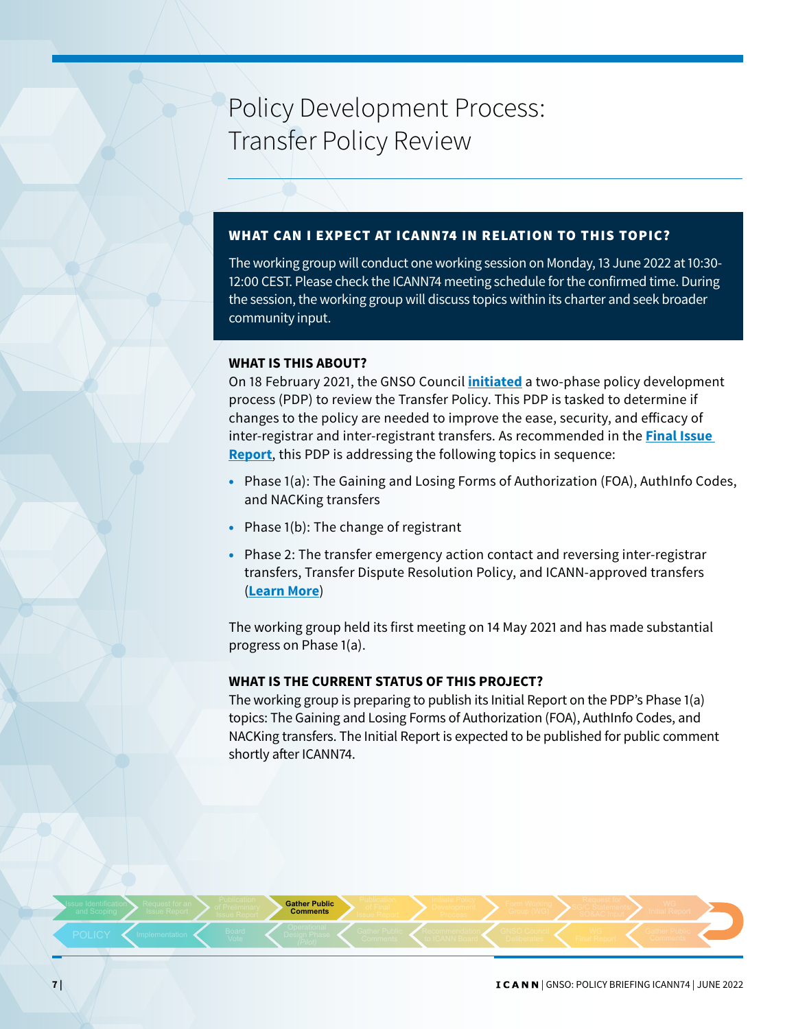# Policy Development Process: Transfer Policy Review

## WHAT CAN I EXPECT AT ICANN74 IN RELATION TO THIS TOPIC?

The working group will conduct one working session on Monday, 13 June 2022 at 10:30-12:00 CEST. Please check the ICANN74 meeting schedule for the confirmed time. During the session, the working group will discuss topics within its charter and seek broader community input.

### WHAT IS THIS ABOUT?

On 18 February 2021, the GNSO Council **initiated** a two-phase policy development process (PDP) to review the Transfer Policy. This PDP is tasked to determine if changes to the policy are needed to improve the ease, security, and efficacy of inter-registrar and inter-registrant transfers. As recommended in the **Final Issue Report**, this PDP is addressing the following topics in sequence:

- Phase 1(a): The Gaining and Losing Forms of Authorization (FOA), AuthInfo Codes, and NACKing transfers
- Phase 1(b): The change of registrant
- Phase 2: The transfer emergency action contact and reversing inter-registrar transfers, Transfer Dispute Resolution Policy, and ICANN-approved transfers (**Learn More**)

The working group held its first meeting on 14 May 2021 and has made substantial progress on Phase 1(a).

### WHAT IS THE CURRENT STATUS OF THIS PROJECT?

The working group is preparing to publish its Initial Report on the PDP's Phase 1(a) topics: The Gaining and Losing Forms of Authorization (FOA), AuthInfo Codes, and NACKing transfers. The Initial Report is expected to be published for public comment shortly after ICANN74.

Issue Identification and Scoping → Request for an Issue Report → Publication of Preliminary Issue Report → **Gather Public Comments** → Publication of Final Issue Report → Initiate Policy Development Process → Form Working Group (WG) → Request for SG/C Statements SO&AC Input → WG Initial Report → Gather Public Comments → WG Final Report → GNSO Council Deliberates → Recommendation to ICANN Board → Gather Public Comments → Operational Design Phase (Pilot) → Board Vote → Implementation → POLICY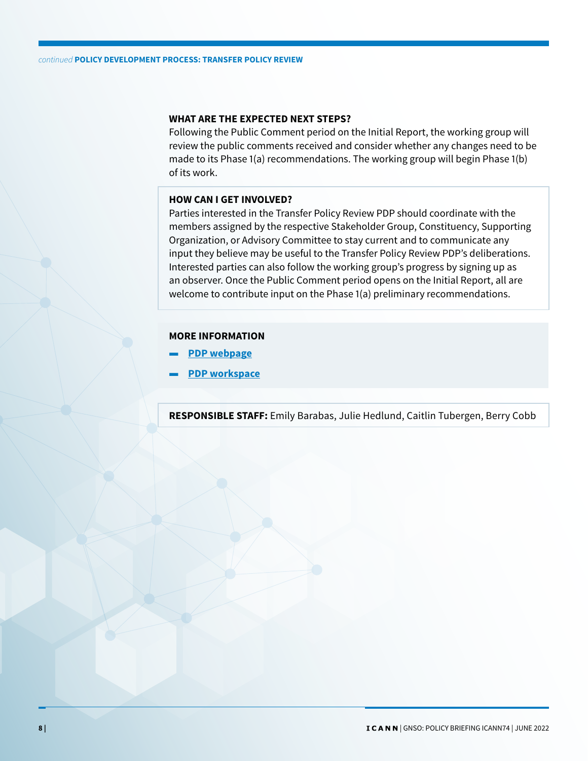#### WHAT ARE THE EXPECTED NEXT STEPS?

Following the Public Comment period on the Initial Report, the working group will review the public comments received and consider whether any changes need to be made to its Phase 1(a) recommendations. The working group will begin Phase 1(b) of its work.

#### HOW CAN I GET INVOLVED?

Parties interested in the Transfer Policy Review PDP should coordinate with the members assigned by the respective Stakeholder Group, Constituency, Supporting Organization, or Advisory Committee to stay current and to communicate any input they believe may be useful to the Transfer Policy Review PDP's deliberations. Interested parties can also follow the working group's progress by signing up as an observer. Once the Public Comment period opens on the Initial Report, all are welcome to contribute input on the Phase 1(a) preliminary recommendations.

#### MORE INFORMATION

- **PDP webpage**
- **PDP workspace**

**RESPONSIBLE STAFF:** Emily Barabas, Julie Hedlund, Caitlin Tubergen, Berry Cobb